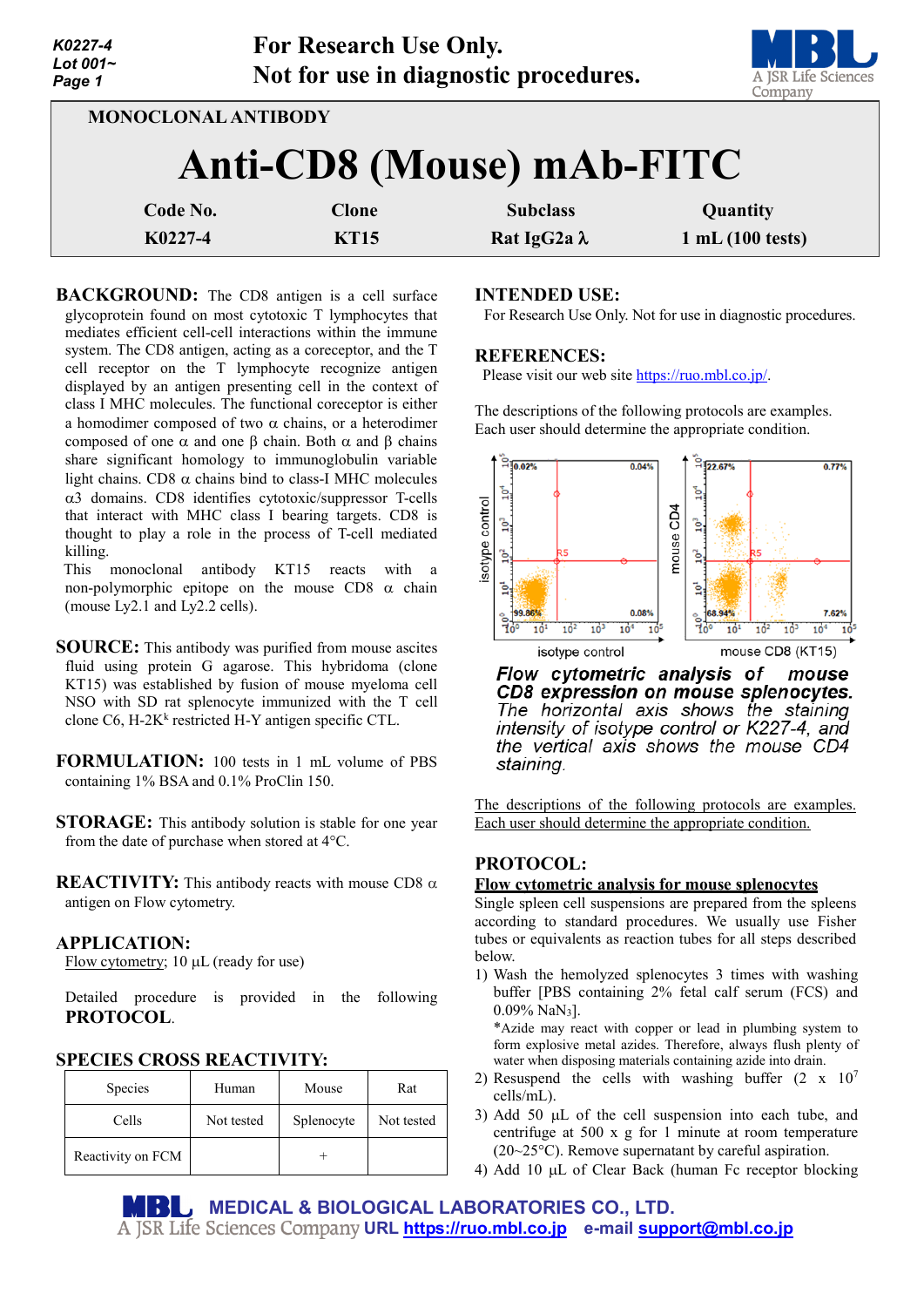For Research Use Only.
Not for use in diagnostic procedures.

MONOCLONAL ANTIBODY

# Anti-CD8 (Mouse) mAb-FITC

| Code No. | Clone | Subclass | Quantity |
|---|---|---|---|
| K0227-4 | KT15 | Rat IgG2a λ | 1 mL (100 tests) |

**BACKGROUND:** The CD8 antigen is a cell surface glycoprotein found on most cytotoxic T lymphocytes that mediates efficient cell-cell interactions within the immune system. The CD8 antigen, acting as a coreceptor, and the T cell receptor on the T lymphocyte recognize antigen displayed by an antigen presenting cell in the context of class I MHC molecules. The functional coreceptor is either a homodimer composed of two α chains, or a heterodimer composed of one α and one β chain. Both α and β chains share significant homology to immunoglobulin variable light chains. CD8 α chains bind to class-I MHC molecules α3 domains. CD8 identifies cytotoxic/suppressor T-cells that interact with MHC class I bearing targets. CD8 is thought to play a role in the process of T-cell mediated killing.

This monoclonal antibody KT15 reacts with a non-polymorphic epitope on the mouse CD8 α chain (mouse Ly2.1 and Ly2.2 cells).

**SOURCE:** This antibody was purified from mouse ascites fluid using protein G agarose. This hybridoma (clone KT15) was established by fusion of mouse myeloma cell NSO with SD rat splenocyte immunized with the T cell clone C6, H-$2K^k$ restricted H-Y antigen specific CTL.

**FORMULATION:** 100 tests in 1 mL volume of PBS containing 1% BSA and 0.1% ProClin 150.

**STORAGE:** This antibody solution is stable for one year from the date of purchase when stored at 4°C.

**REACTIVITY:** This antibody reacts with mouse CD8 α antigen on Flow cytometry.

**APPLICATION:**

Flow cytometry; 10 µL (ready for use)

Detailed procedure is provided in the following **PROTOCOL**.

**SPECIES CROSS REACTIVITY:**

| Species | Human | Mouse | Rat |
|---|---|---|---|
| Cells | Not tested | Splenocyte | Not tested |
| Reactivity on FCM | | + | |

**INTENDED USE:**

For Research Use Only. Not for use in diagnostic procedures.

**REFERENCES:**

Please visit our web site https://ruo.mbl.co.jp/.

The descriptions of the following protocols are examples. Each user should determine the appropriate condition.

***Flow cytometric analysis of mouse CD8 expression on mouse splenocytes.*** *The horizontal axis shows the staining intensity of isotype control or K227-4, and the vertical axis shows the mouse CD4 staining.*

The descriptions of the following protocols are examples. Each user should determine the appropriate condition.

**PROTOCOL:**

**Flow cytometric analysis for mouse splenocytes**

Single spleen cell suspensions are prepared from the spleens according to standard procedures. We usually use Fisher tubes or equivalents as reaction tubes for all steps described below.

1) Wash the hemolyzed splenocytes 3 times with washing buffer [PBS containing 2% fetal calf serum (FCS) and 0.09% $NaN_3$].
   *Azide may react with copper or lead in plumbing system to form explosive metal azides. Therefore, always flush plenty of water when disposing materials containing azide into drain.
2) Resuspend the cells with washing buffer (2 x $10^7$ cells/mL).
3) Add 50 µL of the cell suspension into each tube, and centrifuge at 500 x g for 1 minute at room temperature (20~25°C). Remove supernatant by careful aspiration.
4) Add 10 µL of Clear Back (human Fc receptor blocking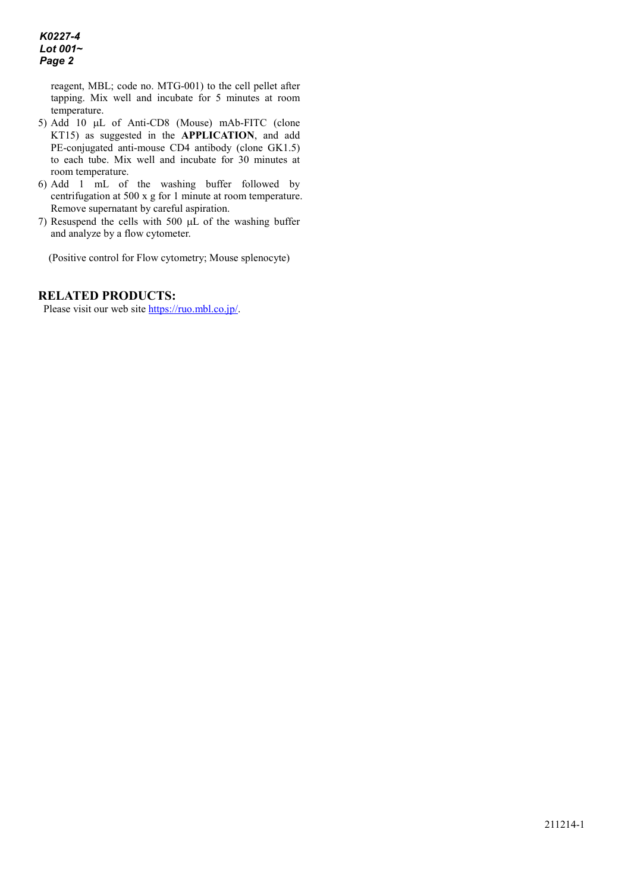reagent, MBL; code no. MTG-001) to the cell pellet after tapping. Mix well and incubate for 5 minutes at room temperature.

5) Add 10 μL of Anti-CD8 (Mouse) mAb-FITC (clone KT15) as suggested in the **APPLICATION**, and add PE-conjugated anti-mouse CD4 antibody (clone GK1.5) to each tube. Mix well and incubate for 30 minutes at room temperature.
6) Add 1 mL of the washing buffer followed by centrifugation at 500 x g for 1 minute at room temperature. Remove supernatant by careful aspiration.
7) Resuspend the cells with 500 μL of the washing buffer and analyze by a flow cytometer.

(Positive control for Flow cytometry; Mouse splenocyte)

## RELATED PRODUCTS:

Please visit our web site https://ruo.mbl.co.jp/.

211214-1